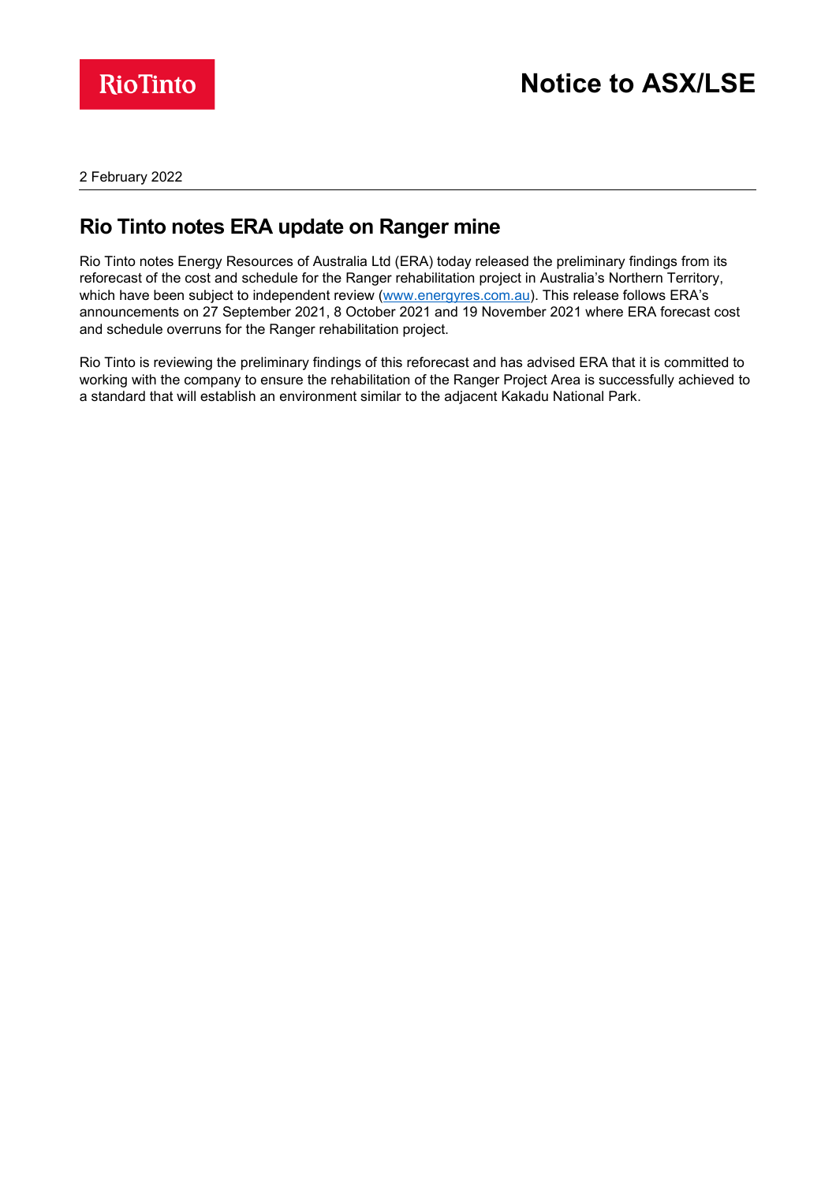# Notice to ASX/LSE

2 February 2022

## Rio Tinto notes ERA update on Ranger mine

Rio Tinto notes Energy Resources of Australia Ltd (ERA) today released the preliminary findings from its reforecast of the cost and schedule for the Ranger rehabilitation project in Australia's Northern Territory, which have been subject to independent review ([www.energyres.com.au](http://www.energyres.com.au)). This release follows ERA's announcements on 27 September 2021, 8 October 2021 and 19 November 2021 where ERA forecast cost and schedule overruns for the Ranger rehabilitation project.

Rio Tinto is reviewing the preliminary findings of this reforecast and has advised ERA that it is committed to working with the company to ensure the rehabilitation of the Ranger Project Area is successfully achieved to a standard that will establish an environment similar to the adjacent Kakadu National Park.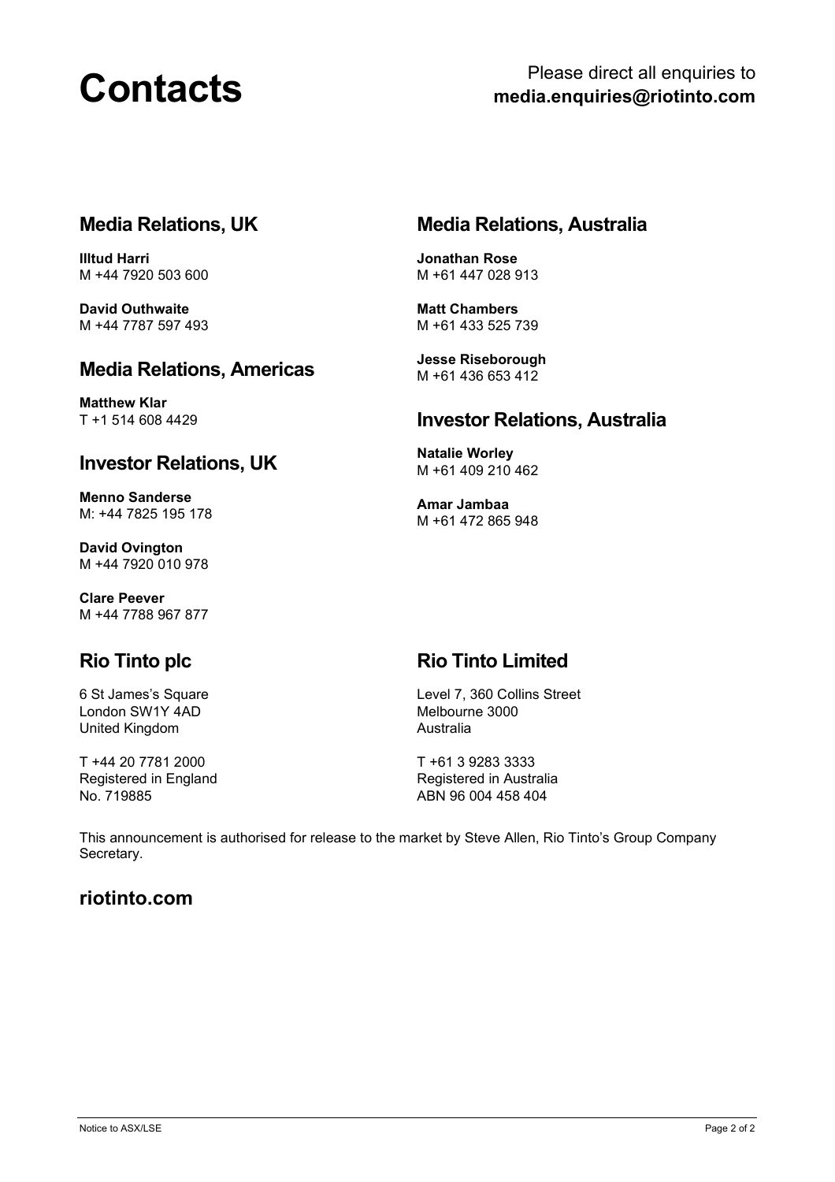# Contacts

Please direct all enquiries to
**media.enquiries@riotinto.com**

## Media Relations, UK

**Illtud Harri**
M +44 7920 503 600

**David Outhwaite**
M +44 7787 597 493

## Media Relations, Americas

**Matthew Klar**
T +1 514 608 4429

## Investor Relations, UK

**Menno Sanderse**
M: +44 7825 195 178

**David Ovington**
M +44 7920 010 978

**Clare Peever**
M +44 7788 967 877

## Media Relations, Australia

**Jonathan Rose**
M +61 447 028 913

**Matt Chambers**
M +61 433 525 739

**Jesse Riseborough**
M +61 436 653 412

## Investor Relations, Australia

**Natalie Worley**
M +61 409 210 462

**Amar Jambaa**
M +61 472 865 948

## Rio Tinto plc

6 St James's Square
London SW1Y 4AD
United Kingdom

T +44 20 7781 2000
Registered in England
No. 719885

## Rio Tinto Limited

Level 7, 360 Collins Street
Melbourne 3000
Australia

T +61 3 9283 3333
Registered in Australia
ABN 96 004 458 404

This announcement is authorised for release to the market by Steve Allen, Rio Tinto's Group Company Secretary.

## riotinto.com